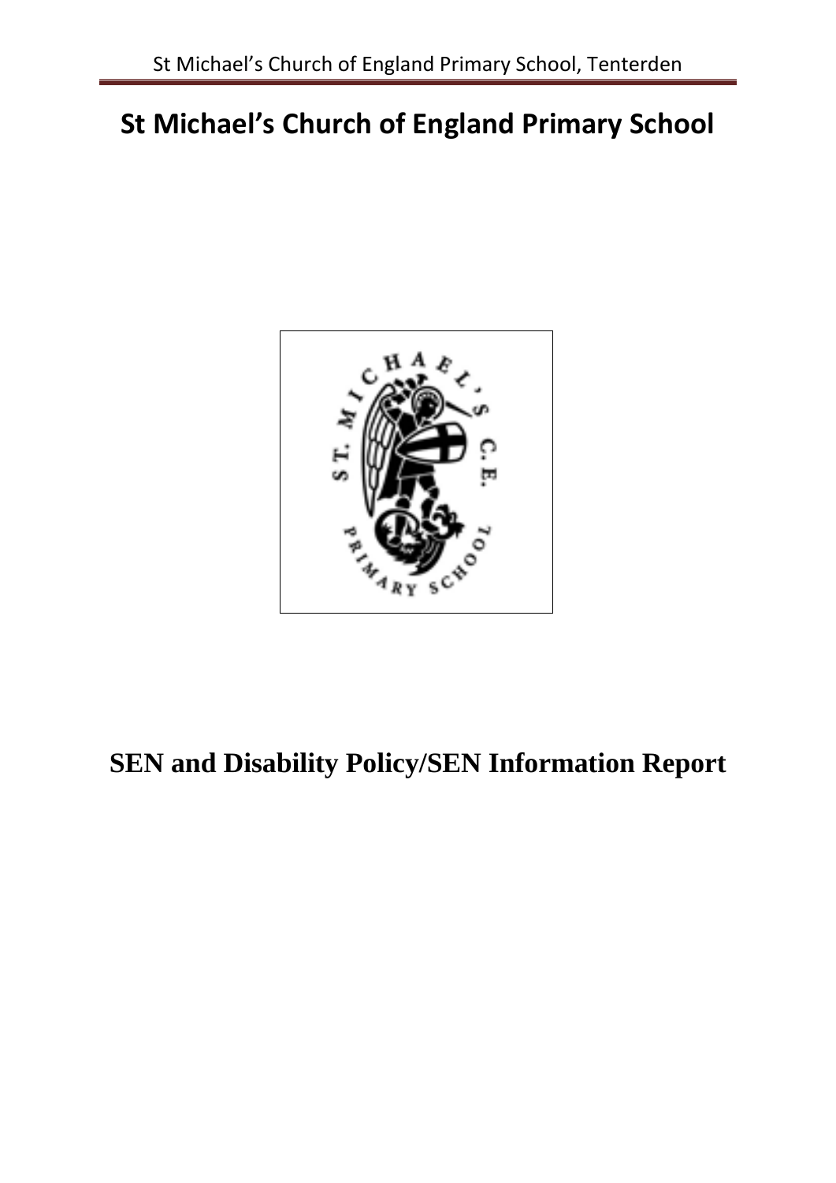# St Michael's Church of England Primary School

# SEN and Disability Policy/SEN Information Report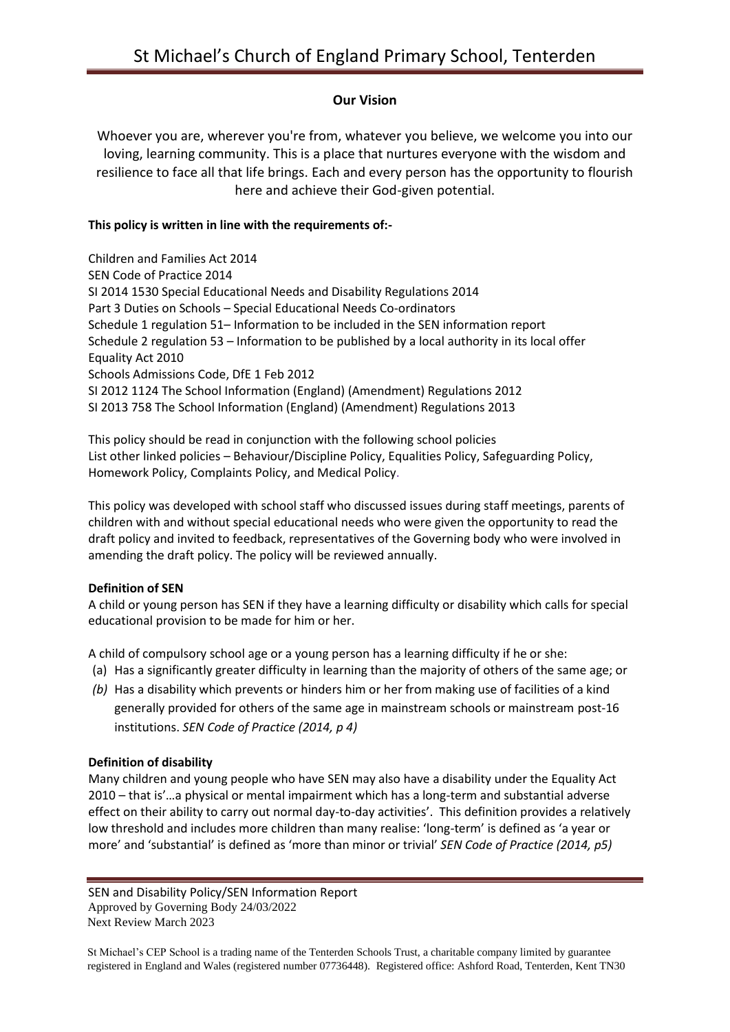## Our Vision

Whoever you are, wherever you're from, whatever you believe, we welcome you into our loving, learning community. This is a place that nurtures everyone with the wisdom and resilience to face all that life brings. Each and every person has the opportunity to flourish here and achieve their God-given potential.

**This policy is written in line with the requirements of:-**

Children and Families Act 2014
SEN Code of Practice 2014
SI 2014 1530 Special Educational Needs and Disability Regulations 2014
Part 3 Duties on Schools – Special Educational Needs Co-ordinators
Schedule 1 regulation 51– Information to be included in the SEN information report
Schedule 2 regulation 53 – Information to be published by a local authority in its local offer
Equality Act 2010
Schools Admissions Code, DfE 1 Feb 2012
SI 2012 1124 The School Information (England) (Amendment) Regulations 2012
SI 2013 758 The School Information (England) (Amendment) Regulations 2013

This policy should be read in conjunction with the following school policies
List other linked policies – Behaviour/Discipline Policy, Equalities Policy, Safeguarding Policy, Homework Policy, Complaints Policy, and Medical Policy.

This policy was developed with school staff who discussed issues during staff meetings, parents of children with and without special educational needs who were given the opportunity to read the draft policy and invited to feedback, representatives of the Governing body who were involved in amending the draft policy. The policy will be reviewed annually.

**Definition of SEN**

A child or young person has SEN if they have a learning difficulty or disability which calls for special educational provision to be made for him or her.

A child of compulsory school age or a young person has a learning difficulty if he or she:

(a) Has a significantly greater difficulty in learning than the majority of others of the same age; or
*(b)* Has a disability which prevents or hinders him or her from making use of facilities of a kind generally provided for others of the same age in mainstream schools or mainstream post-16 institutions. *SEN Code of Practice (2014, p 4)*

**Definition of disability**

Many children and young people who have SEN may also have a disability under the Equality Act 2010 – that is'…a physical or mental impairment which has a long-term and substantial adverse effect on their ability to carry out normal day-to-day activities'. This definition provides a relatively low threshold and includes more children than many realise: 'long-term' is defined as 'a year or more' and 'substantial' is defined as 'more than minor or trivial' *SEN Code of Practice (2014, p5)*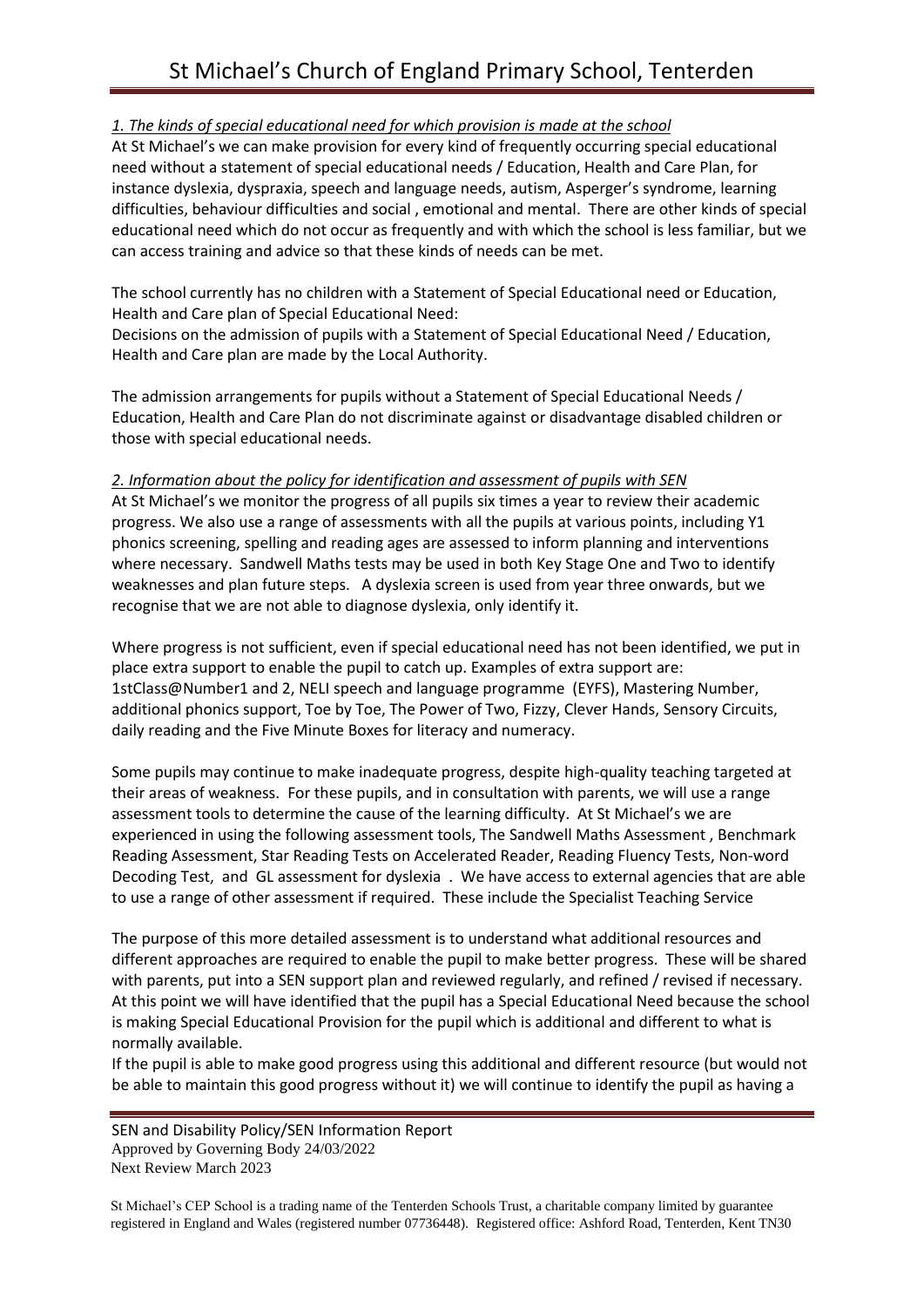*1. The kinds of special educational need for which provision is made at the school*

At St Michael's we can make provision for every kind of frequently occurring special educational need without a statement of special educational needs / Education, Health and Care Plan, for instance dyslexia, dyspraxia, speech and language needs, autism, Asperger's syndrome, learning difficulties, behaviour difficulties and social , emotional and mental. There are other kinds of special educational need which do not occur as frequently and with which the school is less familiar, but we can access training and advice so that these kinds of needs can be met.

The school currently has no children with a Statement of Special Educational need or Education, Health and Care plan of Special Educational Need:

Decisions on the admission of pupils with a Statement of Special Educational Need / Education, Health and Care plan are made by the Local Authority.

The admission arrangements for pupils without a Statement of Special Educational Needs / Education, Health and Care Plan do not discriminate against or disadvantage disabled children or those with special educational needs.

*2. Information about the policy for identification and assessment of pupils with SEN*

At St Michael's we monitor the progress of all pupils six times a year to review their academic progress. We also use a range of assessments with all the pupils at various points, including Y1 phonics screening, spelling and reading ages are assessed to inform planning and interventions where necessary. Sandwell Maths tests may be used in both Key Stage One and Two to identify weaknesses and plan future steps. A dyslexia screen is used from year three onwards, but we recognise that we are not able to diagnose dyslexia, only identify it.

Where progress is not sufficient, even if special educational need has not been identified, we put in place extra support to enable the pupil to catch up. Examples of extra support are: 1stClass@Number1 and 2, NELI speech and language programme (EYFS), Mastering Number, additional phonics support, Toe by Toe, The Power of Two, Fizzy, Clever Hands, Sensory Circuits, daily reading and the Five Minute Boxes for literacy and numeracy.

Some pupils may continue to make inadequate progress, despite high-quality teaching targeted at their areas of weakness. For these pupils, and in consultation with parents, we will use a range assessment tools to determine the cause of the learning difficulty. At St Michael's we are experienced in using the following assessment tools, The Sandwell Maths Assessment , Benchmark Reading Assessment, Star Reading Tests on Accelerated Reader, Reading Fluency Tests, Non-word Decoding Test, and GL assessment for dyslexia . We have access to external agencies that are able to use a range of other assessment if required. These include the Specialist Teaching Service

The purpose of this more detailed assessment is to understand what additional resources and different approaches are required to enable the pupil to make better progress. These will be shared with parents, put into a SEN support plan and reviewed regularly, and refined / revised if necessary. At this point we will have identified that the pupil has a Special Educational Need because the school is making Special Educational Provision for the pupil which is additional and different to what is normally available.

If the pupil is able to make good progress using this additional and different resource (but would not be able to maintain this good progress without it) we will continue to identify the pupil as having a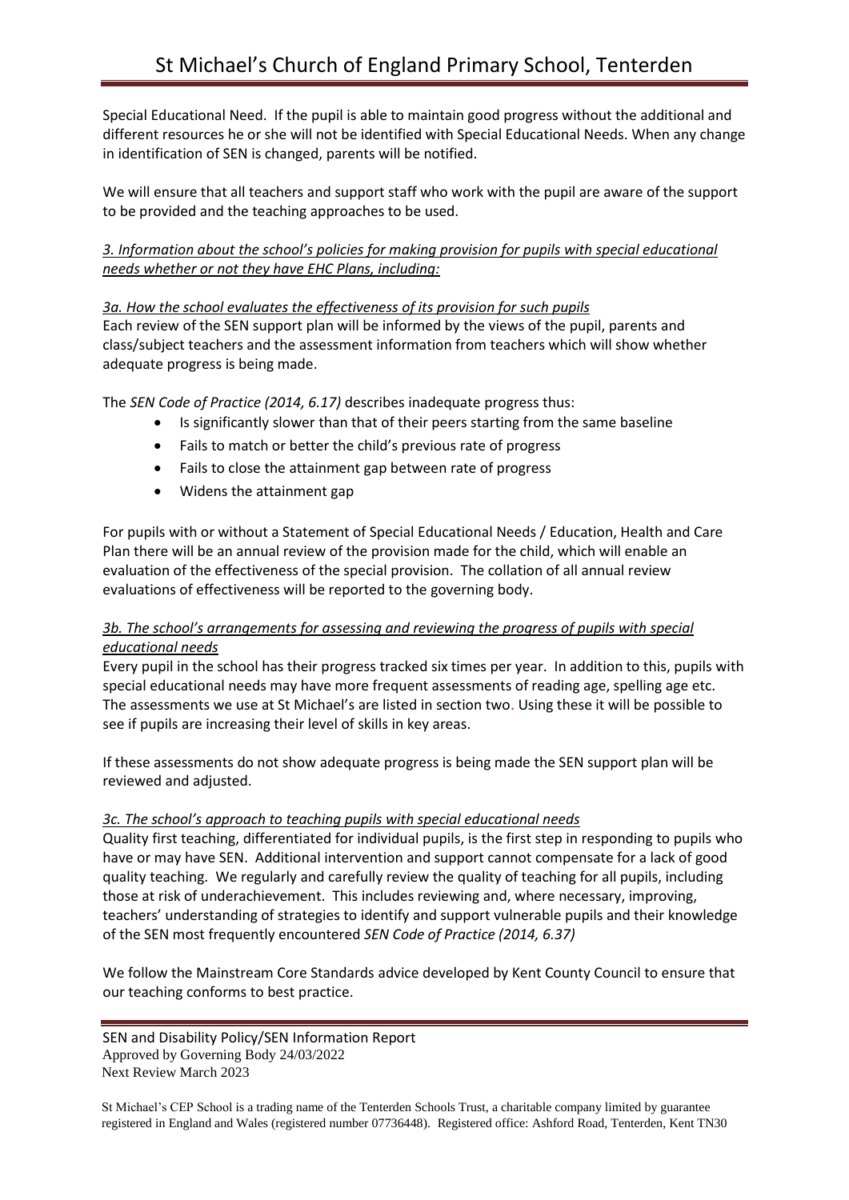Special Educational Need. If the pupil is able to maintain good progress without the additional and different resources he or she will not be identified with Special Educational Needs. When any change in identification of SEN is changed, parents will be notified.

We will ensure that all teachers and support staff who work with the pupil are aware of the support to be provided and the teaching approaches to be used.

*3. Information about the school's policies for making provision for pupils with special educational needs whether or not they have EHC Plans, including:*

*3a. How the school evaluates the effectiveness of its provision for such pupils*

Each review of the SEN support plan will be informed by the views of the pupil, parents and class/subject teachers and the assessment information from teachers which will show whether adequate progress is being made.

The *SEN Code of Practice (2014, 6.17)* describes inadequate progress thus:

- Is significantly slower than that of their peers starting from the same baseline
- Fails to match or better the child's previous rate of progress
- Fails to close the attainment gap between rate of progress
- Widens the attainment gap

For pupils with or without a Statement of Special Educational Needs / Education, Health and Care Plan there will be an annual review of the provision made for the child, which will enable an evaluation of the effectiveness of the special provision. The collation of all annual review evaluations of effectiveness will be reported to the governing body.

*3b. The school's arrangements for assessing and reviewing the progress of pupils with special educational needs*

Every pupil in the school has their progress tracked six times per year. In addition to this, pupils with special educational needs may have more frequent assessments of reading age, spelling age etc. The assessments we use at St Michael's are listed in section two. Using these it will be possible to see if pupils are increasing their level of skills in key areas.

If these assessments do not show adequate progress is being made the SEN support plan will be reviewed and adjusted.

*3c. The school's approach to teaching pupils with special educational needs*

Quality first teaching, differentiated for individual pupils, is the first step in responding to pupils who have or may have SEN. Additional intervention and support cannot compensate for a lack of good quality teaching. We regularly and carefully review the quality of teaching for all pupils, including those at risk of underachievement. This includes reviewing and, where necessary, improving, teachers' understanding of strategies to identify and support vulnerable pupils and their knowledge of the SEN most frequently encountered *SEN Code of Practice (2014, 6.37)*

We follow the Mainstream Core Standards advice developed by Kent County Council to ensure that our teaching conforms to best practice.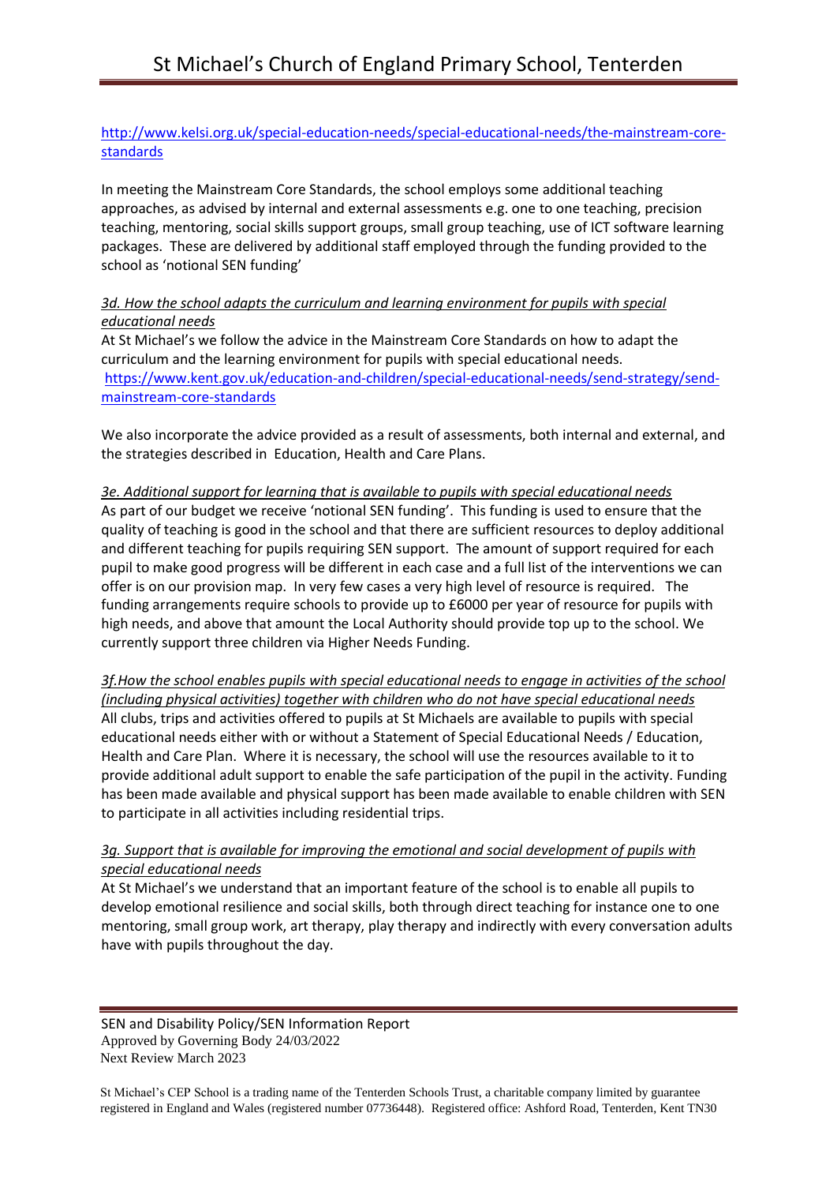http://www.kelsi.org.uk/special-education-needs/special-educational-needs/the-mainstream-core-standards

In meeting the Mainstream Core Standards, the school employs some additional teaching approaches, as advised by internal and external assessments e.g. one to one teaching, precision teaching, mentoring, social skills support groups, small group teaching, use of ICT software learning packages. These are delivered by additional staff employed through the funding provided to the school as 'notional SEN funding'

*3d. How the school adapts the curriculum and learning environment for pupils with special educational needs*

At St Michael's we follow the advice in the Mainstream Core Standards on how to adapt the curriculum and the learning environment for pupils with special educational needs. https://www.kent.gov.uk/education-and-children/special-educational-needs/send-strategy/send-mainstream-core-standards

We also incorporate the advice provided as a result of assessments, both internal and external, and the strategies described in Education, Health and Care Plans.

*3e. Additional support for learning that is available to pupils with special educational needs*

As part of our budget we receive 'notional SEN funding'. This funding is used to ensure that the quality of teaching is good in the school and that there are sufficient resources to deploy additional and different teaching for pupils requiring SEN support. The amount of support required for each pupil to make good progress will be different in each case and a full list of the interventions we can offer is on our provision map. In very few cases a very high level of resource is required. The funding arrangements require schools to provide up to £6000 per year of resource for pupils with high needs, and above that amount the Local Authority should provide top up to the school. We currently support three children via Higher Needs Funding.

*3f.How the school enables pupils with special educational needs to engage in activities of the school (including physical activities) together with children who do not have special educational needs*

All clubs, trips and activities offered to pupils at St Michaels are available to pupils with special educational needs either with or without a Statement of Special Educational Needs / Education, Health and Care Plan. Where it is necessary, the school will use the resources available to it to provide additional adult support to enable the safe participation of the pupil in the activity. Funding has been made available and physical support has been made available to enable children with SEN to participate in all activities including residential trips.

*3g. Support that is available for improving the emotional and social development of pupils with special educational needs*

At St Michael's we understand that an important feature of the school is to enable all pupils to develop emotional resilience and social skills, both through direct teaching for instance one to one mentoring, small group work, art therapy, play therapy and indirectly with every conversation adults have with pupils throughout the day.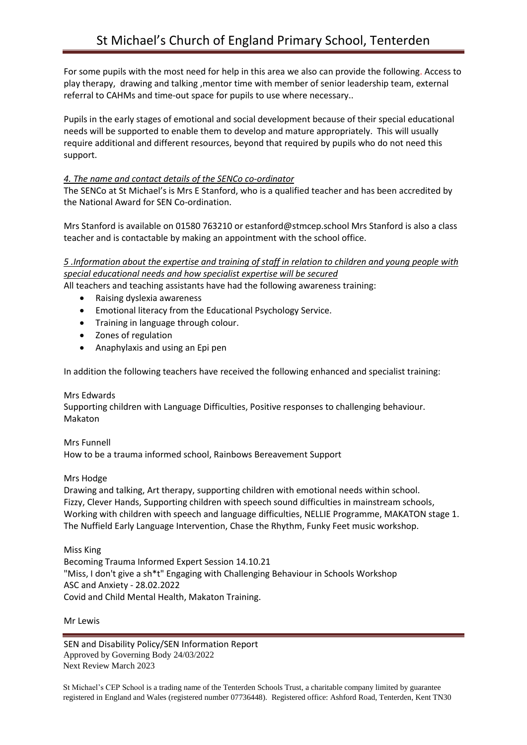For some pupils with the most need for help in this area we also can provide the following. Access to play therapy, drawing and talking ,mentor time with member of senior leadership team, external referral to CAHMs and time-out space for pupils to use where necessary..

Pupils in the early stages of emotional and social development because of their special educational needs will be supported to enable them to develop and mature appropriately. This will usually require additional and different resources, beyond that required by pupils who do not need this support.

*4. The name and contact details of the SENCo co-ordinator*

The SENCo at St Michael's is Mrs E Stanford, who is a qualified teacher and has been accredited by the National Award for SEN Co-ordination.

Mrs Stanford is available on 01580 763210 or estanford@stmcep.school Mrs Stanford is also a class teacher and is contactable by making an appointment with the school office.

*5 .Information about the expertise and training of staff in relation to children and young people with special educational needs and how specialist expertise will be secured*

All teachers and teaching assistants have had the following awareness training:

- Raising dyslexia awareness
- Emotional literacy from the Educational Psychology Service.
- Training in language through colour.
- Zones of regulation
- Anaphylaxis and using an Epi pen

In addition the following teachers have received the following enhanced and specialist training:

Mrs Edwards
Supporting children with Language Difficulties, Positive responses to challenging behaviour.
Makaton

Mrs Funnell
How to be a trauma informed school, Rainbows Bereavement Support

Mrs Hodge
Drawing and talking, Art therapy, supporting children with emotional needs within school.
Fizzy, Clever Hands, Supporting children with speech sound difficulties in mainstream schools, Working with children with speech and language difficulties, NELLIE Programme, MAKATON stage 1. The Nuffield Early Language Intervention, Chase the Rhythm, Funky Feet music workshop.

Miss King
Becoming Trauma Informed Expert Session 14.10.21
"Miss, I don't give a sh*t" Engaging with Challenging Behaviour in Schools Workshop
ASC and Anxiety - 28.02.2022
Covid and Child Mental Health, Makaton Training.

Mr Lewis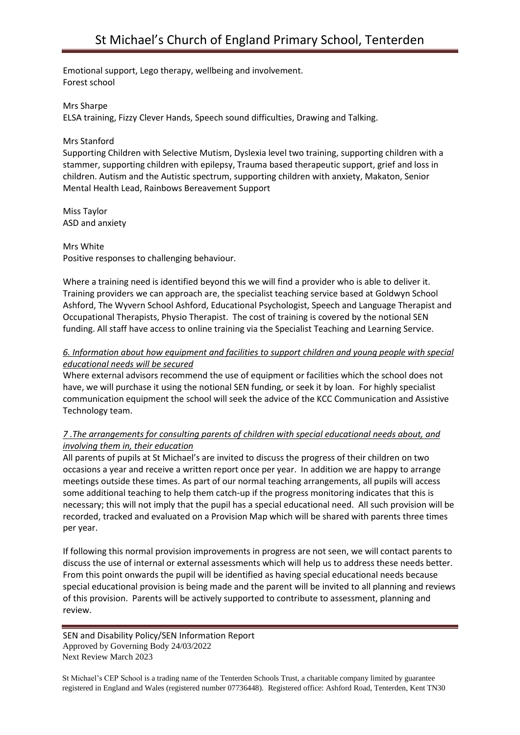Emotional support, Lego therapy, wellbeing and involvement.
Forest school

Mrs Sharpe
ELSA training, Fizzy Clever Hands, Speech sound difficulties, Drawing and Talking.

Mrs Stanford
Supporting Children with Selective Mutism, Dyslexia level two training, supporting children with a stammer, supporting children with epilepsy, Trauma based therapeutic support, grief and loss in children. Autism and the Autistic spectrum, supporting children with anxiety, Makaton, Senior Mental Health Lead, Rainbows Bereavement Support

Miss Taylor
ASD and anxiety

Mrs White
Positive responses to challenging behaviour.

Where a training need is identified beyond this we will find a provider who is able to deliver it. Training providers we can approach are, the specialist teaching service based at Goldwyn School Ashford, The Wyvern School Ashford, Educational Psychologist, Speech and Language Therapist and Occupational Therapists, Physio Therapist. The cost of training is covered by the notional SEN funding. All staff have access to online training via the Specialist Teaching and Learning Service.

*6. Information about how equipment and facilities to support children and young people with special educational needs will be secured*

Where external advisors recommend the use of equipment or facilities which the school does not have, we will purchase it using the notional SEN funding, or seek it by loan. For highly specialist communication equipment the school will seek the advice of the KCC Communication and Assistive Technology team.

*7 .The arrangements for consulting parents of children with special educational needs about, and involving them in, their education*

All parents of pupils at St Michael's are invited to discuss the progress of their children on two occasions a year and receive a written report once per year. In addition we are happy to arrange meetings outside these times. As part of our normal teaching arrangements, all pupils will access some additional teaching to help them catch-up if the progress monitoring indicates that this is necessary; this will not imply that the pupil has a special educational need. All such provision will be recorded, tracked and evaluated on a Provision Map which will be shared with parents three times per year.

If following this normal provision improvements in progress are not seen, we will contact parents to discuss the use of internal or external assessments which will help us to address these needs better. From this point onwards the pupil will be identified as having special educational needs because special educational provision is being made and the parent will be invited to all planning and reviews of this provision. Parents will be actively supported to contribute to assessment, planning and review.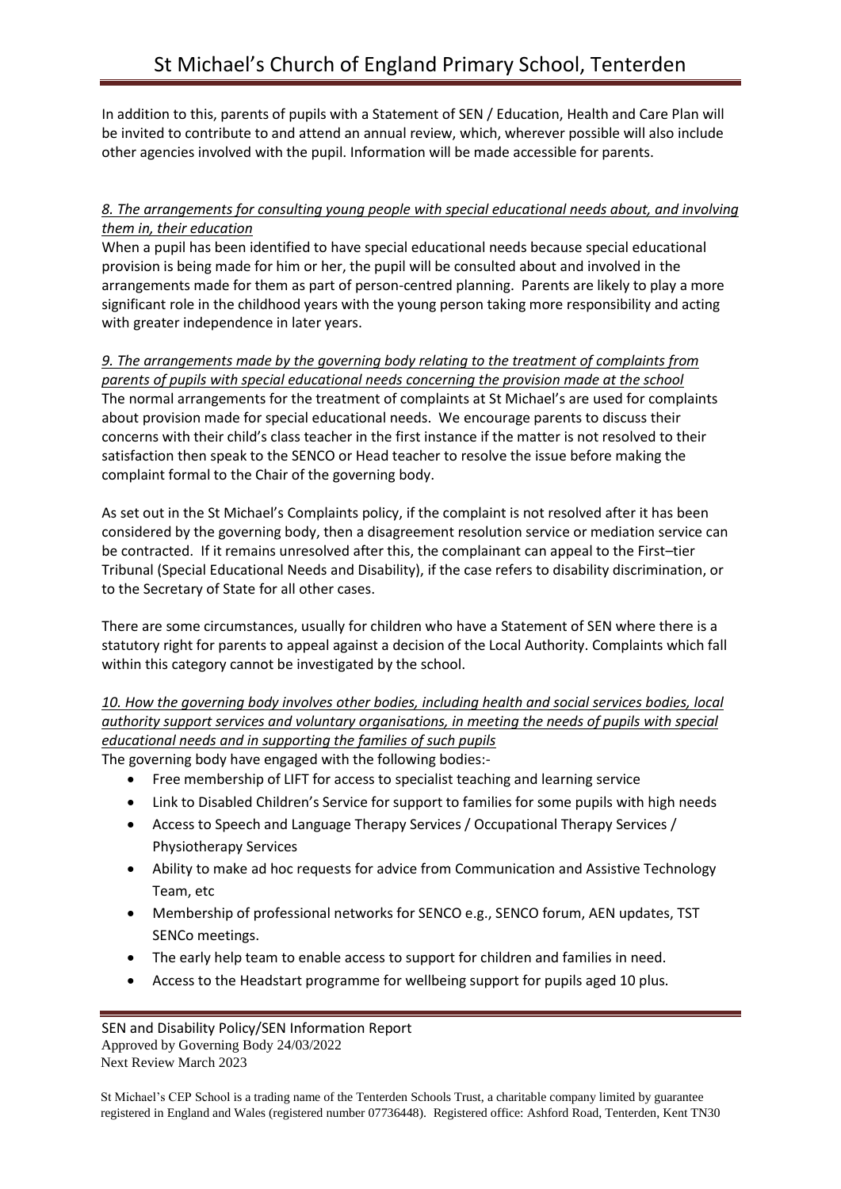In addition to this, parents of pupils with a Statement of SEN / Education, Health and Care Plan will be invited to contribute to and attend an annual review, which, wherever possible will also include other agencies involved with the pupil. Information will be made accessible for parents.

*8. The arrangements for consulting young people with special educational needs about, and involving them in, their education*

When a pupil has been identified to have special educational needs because special educational provision is being made for him or her, the pupil will be consulted about and involved in the arrangements made for them as part of person-centred planning. Parents are likely to play a more significant role in the childhood years with the young person taking more responsibility and acting with greater independence in later years.

*9. The arrangements made by the governing body relating to the treatment of complaints from parents of pupils with special educational needs concerning the provision made at the school*

The normal arrangements for the treatment of complaints at St Michael's are used for complaints about provision made for special educational needs. We encourage parents to discuss their concerns with their child's class teacher in the first instance if the matter is not resolved to their satisfaction then speak to the SENCO or Head teacher to resolve the issue before making the complaint formal to the Chair of the governing body.

As set out in the St Michael's Complaints policy, if the complaint is not resolved after it has been considered by the governing body, then a disagreement resolution service or mediation service can be contracted. If it remains unresolved after this, the complainant can appeal to the First–tier Tribunal (Special Educational Needs and Disability), if the case refers to disability discrimination, or to the Secretary of State for all other cases.

There are some circumstances, usually for children who have a Statement of SEN where there is a statutory right for parents to appeal against a decision of the Local Authority. Complaints which fall within this category cannot be investigated by the school.

*10. How the governing body involves other bodies, including health and social services bodies, local authority support services and voluntary organisations, in meeting the needs of pupils with special educational needs and in supporting the families of such pupils*

The governing body have engaged with the following bodies:-

- Free membership of LIFT for access to specialist teaching and learning service
- Link to Disabled Children's Service for support to families for some pupils with high needs
- Access to Speech and Language Therapy Services / Occupational Therapy Services / Physiotherapy Services
- Ability to make ad hoc requests for advice from Communication and Assistive Technology Team, etc
- Membership of professional networks for SENCO e.g., SENCO forum, AEN updates, TST SENCo meetings.
- The early help team to enable access to support for children and families in need.
- Access to the Headstart programme for wellbeing support for pupils aged 10 plus.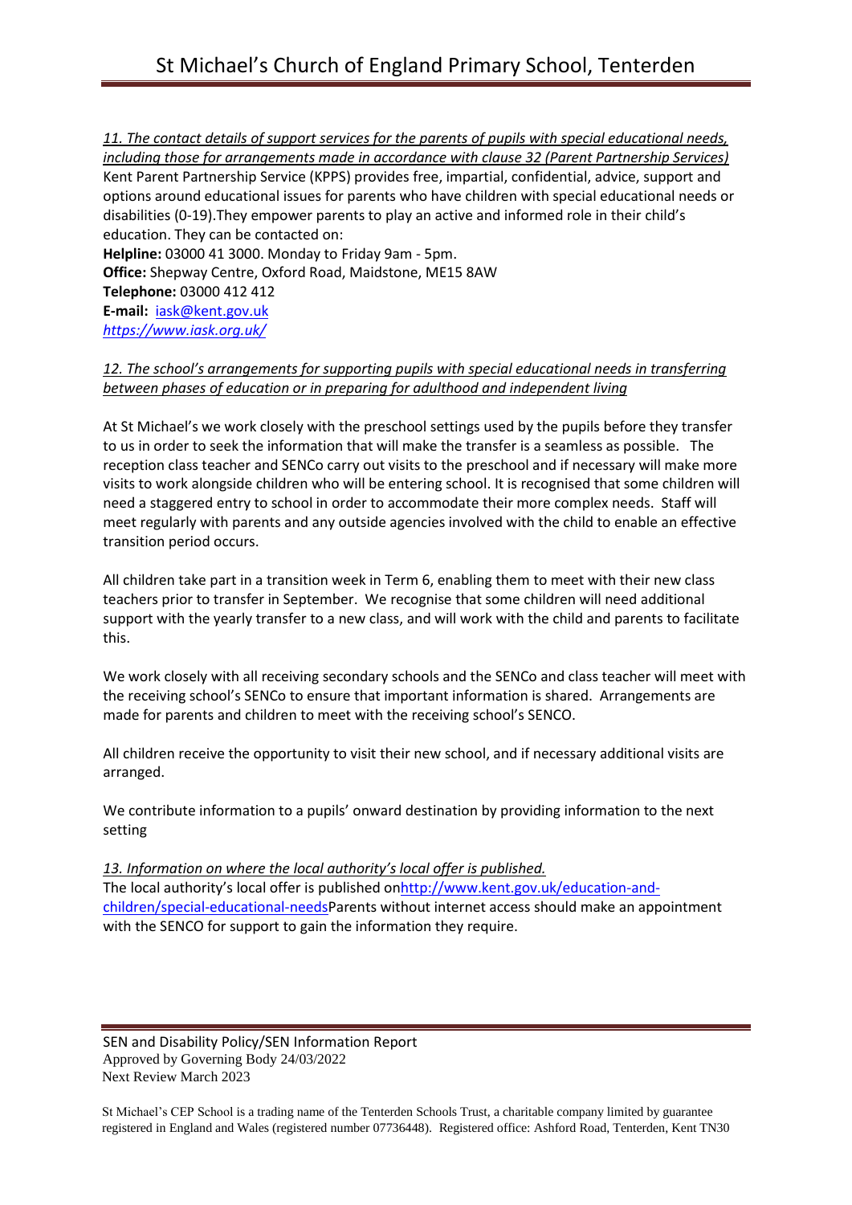*11. The contact details of support services for the parents of pupils with special educational needs, including those for arrangements made in accordance with clause 32 (Parent Partnership Services)*

Kent Parent Partnership Service (KPPS) provides free, impartial, confidential, advice, support and options around educational issues for parents who have children with special educational needs or disabilities (0-19).They empower parents to play an active and informed role in their child's education. They can be contacted on:

**Helpline:** 03000 41 3000. Monday to Friday 9am - 5pm.
**Office:** Shepway Centre, Oxford Road, Maidstone, ME15 8AW
**Telephone:** 03000 412 412
**E-mail:** iask@kent.gov.uk
*https://www.iask.org.uk/*

*12. The school's arrangements for supporting pupils with special educational needs in transferring between phases of education or in preparing for adulthood and independent living*

At St Michael's we work closely with the preschool settings used by the pupils before they transfer to us in order to seek the information that will make the transfer is a seamless as possible. The reception class teacher and SENCo carry out visits to the preschool and if necessary will make more visits to work alongside children who will be entering school. It is recognised that some children will need a staggered entry to school in order to accommodate their more complex needs. Staff will meet regularly with parents and any outside agencies involved with the child to enable an effective transition period occurs.

All children take part in a transition week in Term 6, enabling them to meet with their new class teachers prior to transfer in September. We recognise that some children will need additional support with the yearly transfer to a new class, and will work with the child and parents to facilitate this.

We work closely with all receiving secondary schools and the SENCo and class teacher will meet with the receiving school's SENCo to ensure that important information is shared. Arrangements are made for parents and children to meet with the receiving school's SENCO.

All children receive the opportunity to visit their new school, and if necessary additional visits are arranged.

We contribute information to a pupils' onward destination by providing information to the next setting

*13. Information on where the local authority's local offer is published.*

The local authority's local offer is published onhttp://www.kent.gov.uk/education-and-children/special-educational-needsParents without internet access should make an appointment with the SENCO for support to gain the information they require.

SEN and Disability Policy/SEN Information Report
Approved by Governing Body 24/03/2022
Next Review March 2023

St Michael's CEP School is a trading name of the Tenterden Schools Trust, a charitable company limited by guarantee registered in England and Wales (registered number 07736448). Registered office: Ashford Road, Tenterden, Kent TN30